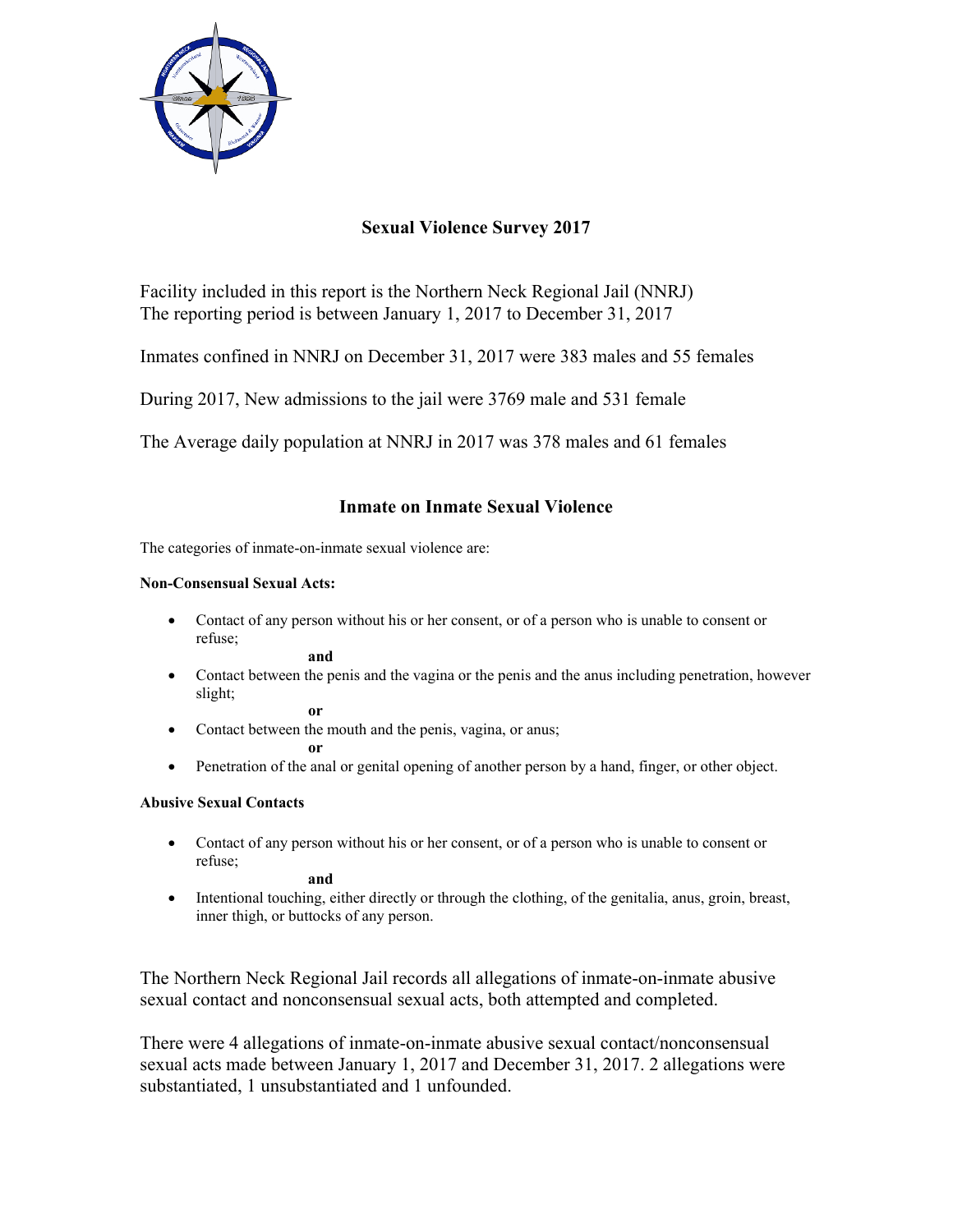# Sexual Violence Survey 2017

Facility included in this report is the Northern Neck Regional Jail (NNRJ)
The reporting period is between January 1, 2017 to December 31, 2017

Inmates confined in NNRJ on December 31, 2017 were 383 males and 55 females

During 2017, New admissions to the jail were 3769 male and 531 female

The Average daily population at NNRJ in 2017 was 378 males and 61 females

## Inmate on Inmate Sexual Violence

The categories of inmate-on-inmate sexual violence are:

**Non-Consensual Sexual Acts:**

- Contact of any person without his or her consent, or of a person who is unable to consent or refuse;

  **and**

- Contact between the penis and the vagina or the penis and the anus including penetration, however slight;

  **or**

- Contact between the mouth and the penis, vagina, or anus;

  **or**

- Penetration of the anal or genital opening of another person by a hand, finger, or other object.

**Abusive Sexual Contacts**

- Contact of any person without his or her consent, or of a person who is unable to consent or refuse;

  **and**

- Intentional touching, either directly or through the clothing, of the genitalia, anus, groin, breast, inner thigh, or buttocks of any person.

The Northern Neck Regional Jail records all allegations of inmate-on-inmate abusive sexual contact and nonconsensual sexual acts, both attempted and completed.

There were 4 allegations of inmate-on-inmate abusive sexual contact/nonconsensual sexual acts made between January 1, 2017 and December 31, 2017. 2 allegations were substantiated, 1 unsubstantiated and 1 unfounded.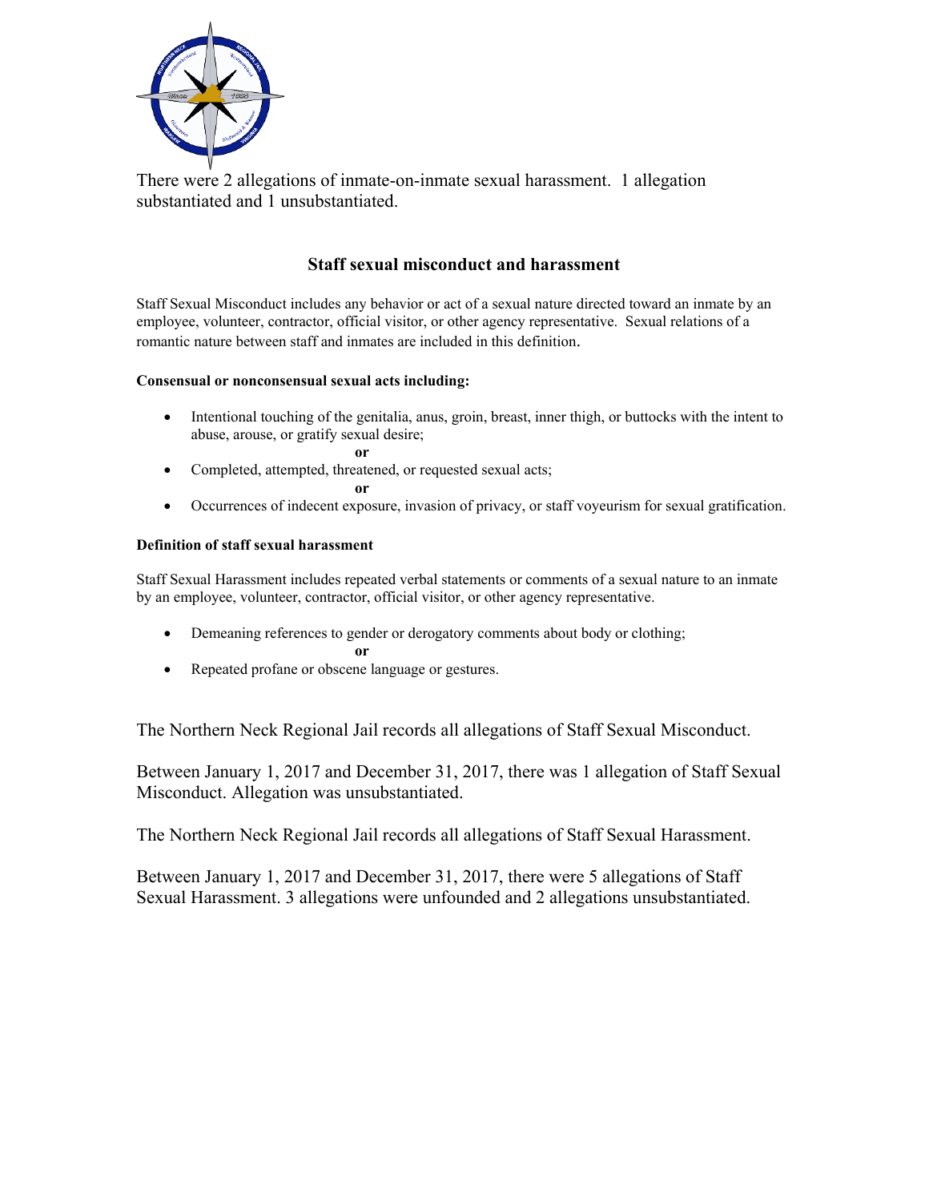There were 2 allegations of inmate-on-inmate sexual harassment. 1 allegation substantiated and 1 unsubstantiated.

## Staff sexual misconduct and harassment

Staff Sexual Misconduct includes any behavior or act of a sexual nature directed toward an inmate by an employee, volunteer, contractor, official visitor, or other agency representative. Sexual relations of a romantic nature between staff and inmates are included in this definition.

**Consensual or nonconsensual sexual acts including:**

- Intentional touching of the genitalia, anus, groin, breast, inner thigh, or buttocks with the intent to abuse, arouse, or gratify sexual desire;

  **or**
- Completed, attempted, threatened, or requested sexual acts;

  **or**
- Occurrences of indecent exposure, invasion of privacy, or staff voyeurism for sexual gratification.

**Definition of staff sexual harassment**

Staff Sexual Harassment includes repeated verbal statements or comments of a sexual nature to an inmate by an employee, volunteer, contractor, official visitor, or other agency representative.

- Demeaning references to gender or derogatory comments about body or clothing;

  **or**
- Repeated profane or obscene language or gestures.

The Northern Neck Regional Jail records all allegations of Staff Sexual Misconduct.

Between January 1, 2017 and December 31, 2017, there was 1 allegation of Staff Sexual Misconduct. Allegation was unsubstantiated.

The Northern Neck Regional Jail records all allegations of Staff Sexual Harassment.

Between January 1, 2017 and December 31, 2017, there were 5 allegations of Staff Sexual Harassment. 3 allegations were unfounded and 2 allegations unsubstantiated.